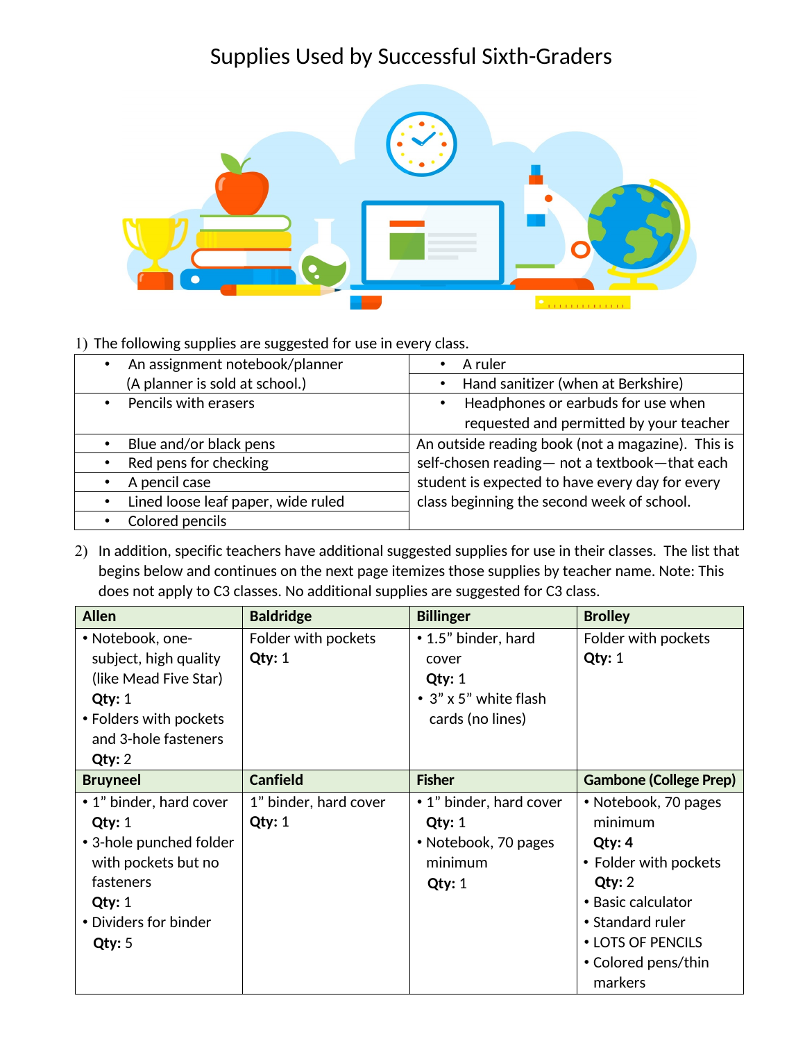# Supplies Used by Successful Sixth-Graders

1) The following supplies are suggested for use in every class.

| | |
|---|---|
| • An assignment notebook/planner (A planner is sold at school.) | • A ruler<br>• Hand sanitizer (when at Berkshire) |
| • Pencils with erasers | • Headphones or earbuds for use when requested and permitted by your teacher |
| • Blue and/or black pens<br>• Red pens for checking<br>• A pencil case<br>• Lined loose leaf paper, wide ruled<br>• Colored pencils | An outside reading book (not a magazine). This is self-chosen reading— not a textbook—that each student is expected to have every day for every class beginning the second week of school. |

2) In addition, specific teachers have additional suggested supplies for use in their classes. The list that begins below and continues on the next page itemizes those supplies by teacher name. Note: This does not apply to C3 classes. No additional supplies are suggested for C3 class.

| **Allen** | **Baldridge** | **Billinger** | **Brolley** |
|---|---|---|---|
| • Notebook, one-subject, high quality (like Mead Five Star) **Qty:** 1<br>• Folders with pockets and 3-hole fasteners **Qty:** 2 | Folder with pockets **Qty:** 1 | • 1.5" binder, hard cover **Qty:** 1<br>• 3" x 5" white flash cards (no lines) | Folder with pockets **Qty:** 1 |
| **Bruyneel** | **Canfield** | **Fisher** | **Gambone (College Prep)** |
| • 1" binder, hard cover **Qty:** 1<br>• 3-hole punched folder with pockets but no fasteners **Qty:** 1<br>• Dividers for binder **Qty:** 5 | 1" binder, hard cover **Qty:** 1 | • 1" binder, hard cover **Qty:** 1<br>• Notebook, 70 pages minimum **Qty:** 1 | • Notebook, 70 pages minimum **Qty: 4**<br>• Folder with pockets **Qty:** 2<br>• Basic calculator<br>• Standard ruler<br>• LOTS OF PENCILS<br>• Colored pens/thin markers |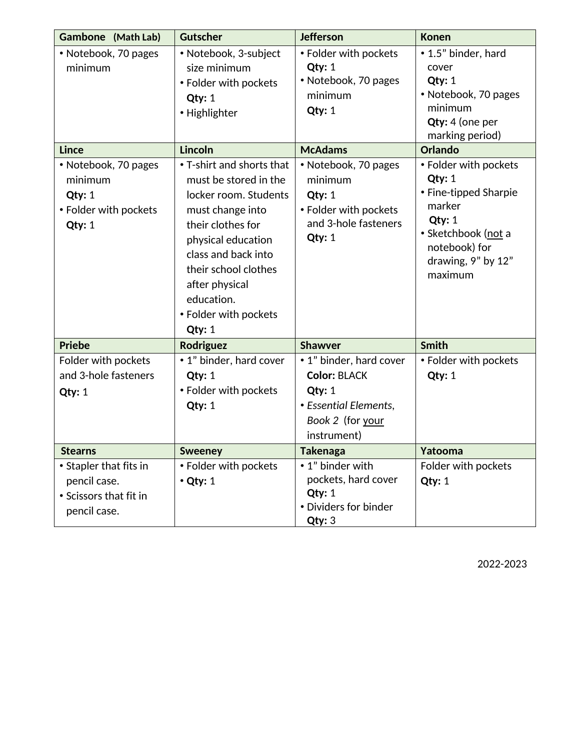| Gambone (Math Lab) | Gutscher | Jefferson | Konen |
|---|---|---|---|
| • Notebook, 70 pages minimum | • Notebook, 3-subject size minimum<br>• Folder with pockets **Qty:** 1<br>• Highlighter | • Folder with pockets **Qty:** 1<br>• Notebook, 70 pages minimum **Qty:** 1 | • 1.5” binder, hard cover **Qty:** 1<br>• Notebook, 70 pages minimum **Qty:** 4 (one per marking period) |
| **Lince** | **Lincoln** | **McAdams** | **Orlando** |
| • Notebook, 70 pages minimum **Qty:** 1<br>• Folder with pockets **Qty:** 1 | • T-shirt and shorts that must be stored in the locker room. Students must change into their clothes for physical education class and back into their school clothes after physical education.<br>• Folder with pockets **Qty:** 1 | • Notebook, 70 pages minimum **Qty:** 1<br>• Folder with pockets and 3-hole fasteners **Qty:** 1 | • Folder with pockets **Qty:** 1<br>• Fine-tipped Sharpie marker **Qty:** 1<br>• Sketchbook (not a notebook) for drawing, 9” by 12” maximum |
| **Priebe** | **Rodriguez** | **Shawver** | **Smith** |
| Folder with pockets and 3-hole fasteners **Qty:** 1 | • 1” binder, hard cover **Qty:** 1<br>• Folder with pockets **Qty:** 1 | • 1” binder, hard cover **Color:** BLACK **Qty:** 1<br>• *Essential Elements, Book 2* (for your instrument) | • Folder with pockets **Qty:** 1 |
| **Stearns** | **Sweeney** | **Takenaga** | **Yatooma** |
| • Stapler that fits in pencil case.<br>• Scissors that fit in pencil case. | • Folder with pockets<br>• **Qty:** 1 | • 1” binder with pockets, hard cover **Qty:** 1<br>• Dividers for binder **Qty:** 3 | Folder with pockets **Qty:** 1 |

2022-2023